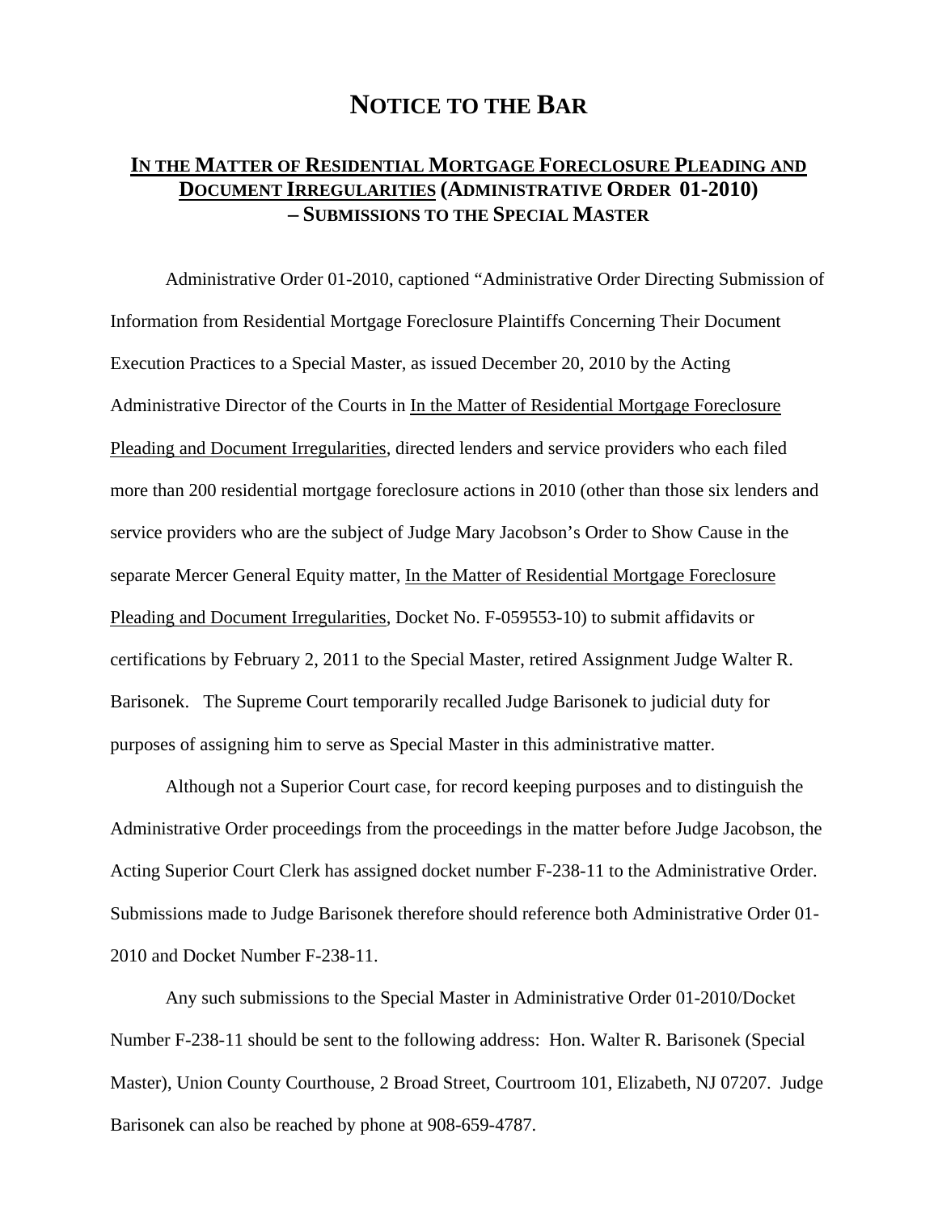# NOTICE TO THE BAR

## IN THE MATTER OF RESIDENTIAL MORTGAGE FORECLOSURE PLEADING AND DOCUMENT IRREGULARITIES (ADMINISTRATIVE ORDER 01-2010) – SUBMISSIONS TO THE SPECIAL MASTER

Administrative Order 01-2010, captioned "Administrative Order Directing Submission of Information from Residential Mortgage Foreclosure Plaintiffs Concerning Their Document Execution Practices to a Special Master, as issued December 20, 2010 by the Acting Administrative Director of the Courts in In the Matter of Residential Mortgage Foreclosure Pleading and Document Irregularities, directed lenders and service providers who each filed more than 200 residential mortgage foreclosure actions in 2010 (other than those six lenders and service providers who are the subject of Judge Mary Jacobson's Order to Show Cause in the separate Mercer General Equity matter, In the Matter of Residential Mortgage Foreclosure Pleading and Document Irregularities, Docket No. F-059553-10) to submit affidavits or certifications by February 2, 2011 to the Special Master, retired Assignment Judge Walter R. Barisonek. The Supreme Court temporarily recalled Judge Barisonek to judicial duty for purposes of assigning him to serve as Special Master in this administrative matter.

Although not a Superior Court case, for record keeping purposes and to distinguish the Administrative Order proceedings from the proceedings in the matter before Judge Jacobson, the Acting Superior Court Clerk has assigned docket number F-238-11 to the Administrative Order. Submissions made to Judge Barisonek therefore should reference both Administrative Order 01-2010 and Docket Number F-238-11.

Any such submissions to the Special Master in Administrative Order 01-2010/Docket Number F-238-11 should be sent to the following address: Hon. Walter R. Barisonek (Special Master), Union County Courthouse, 2 Broad Street, Courtroom 101, Elizabeth, NJ 07207. Judge Barisonek can also be reached by phone at 908-659-4787.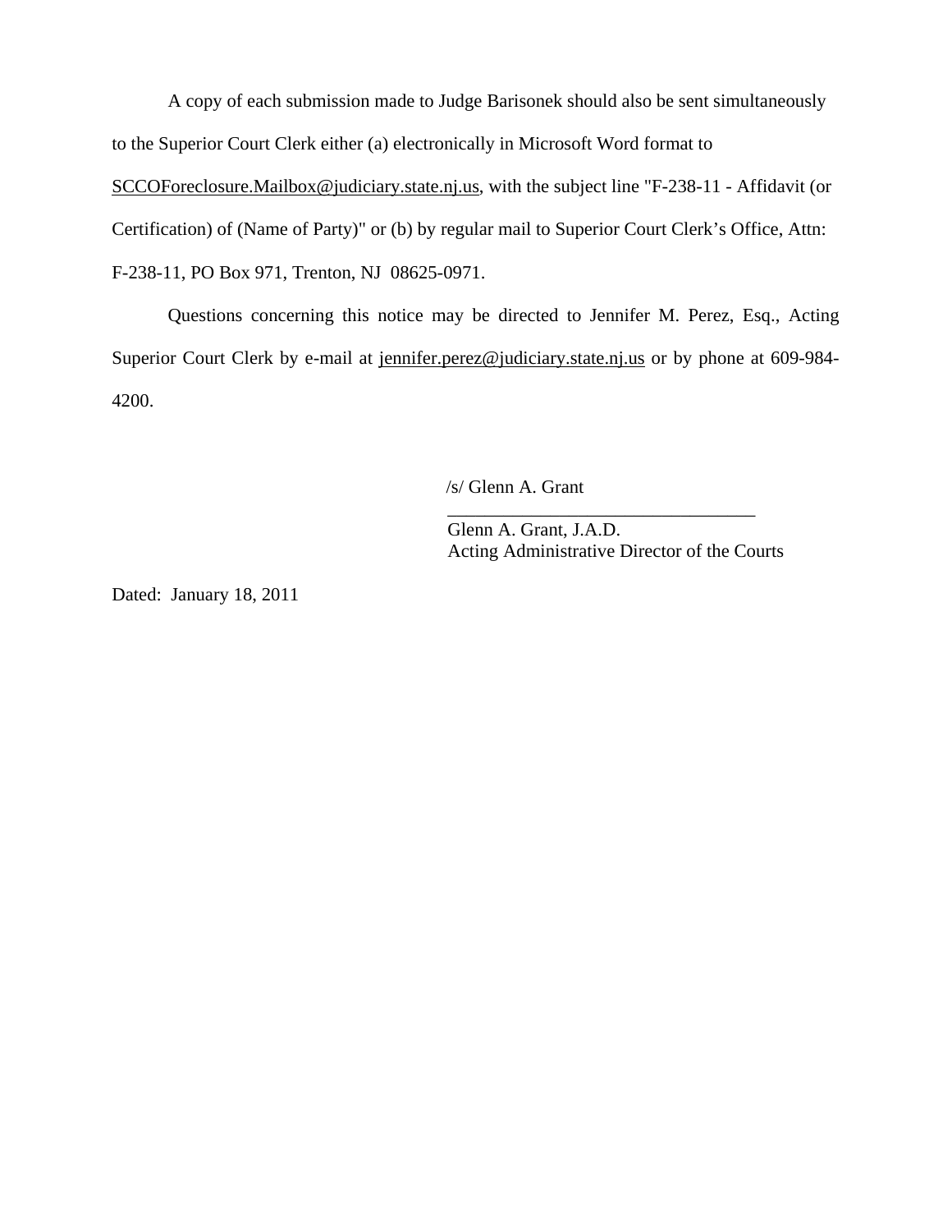A copy of each submission made to Judge Barisonek should also be sent simultaneously to the Superior Court Clerk either (a) electronically in Microsoft Word format to SCCOForeclosure.Mailbox@judiciary.state.nj.us, with the subject line "F-238-11 - Affidavit (or Certification) of (Name of Party)" or (b) by regular mail to Superior Court Clerk's Office, Attn: F-238-11, PO Box 971, Trenton, NJ 08625-0971.

Questions concerning this notice may be directed to Jennifer M. Perez, Esq., Acting Superior Court Clerk by e-mail at jennifer.perez@judiciary.state.nj.us or by phone at 609-984-4200.

/s/ Glenn A. Grant

Glenn A. Grant, J.A.D.
Acting Administrative Director of the Courts

Dated: January 18, 2011